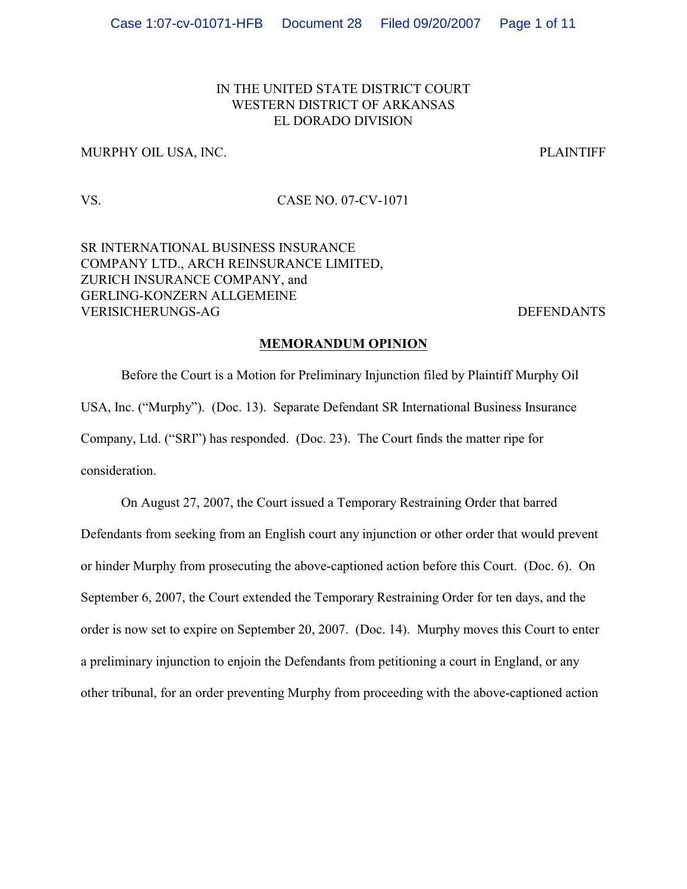IN THE UNITED STATE DISTRICT COURT
WESTERN DISTRICT OF ARKANSAS
EL DORADO DIVISION

MURPHY OIL USA, INC. PLAINTIFF

VS. CASE NO. 07-CV-1071

SR INTERNATIONAL BUSINESS INSURANCE COMPANY LTD., ARCH REINSURANCE LIMITED, ZURICH INSURANCE COMPANY, and GERLING-KONZERN ALLGEMEINE VERISICHERUNGS-AG DEFENDANTS

**MEMORANDUM OPINION**

Before the Court is a Motion for Preliminary Injunction filed by Plaintiff Murphy Oil USA, Inc. ("Murphy"). (Doc. 13). Separate Defendant SR International Business Insurance Company, Ltd. ("SRI") has responded. (Doc. 23). The Court finds the matter ripe for consideration.

On August 27, 2007, the Court issued a Temporary Restraining Order that barred Defendants from seeking from an English court any injunction or other order that would prevent or hinder Murphy from prosecuting the above-captioned action before this Court. (Doc. 6). On September 6, 2007, the Court extended the Temporary Restraining Order for ten days, and the order is now set to expire on September 20, 2007. (Doc. 14). Murphy moves this Court to enter a preliminary injunction to enjoin the Defendants from petitioning a court in England, or any other tribunal, for an order preventing Murphy from proceeding with the above-captioned action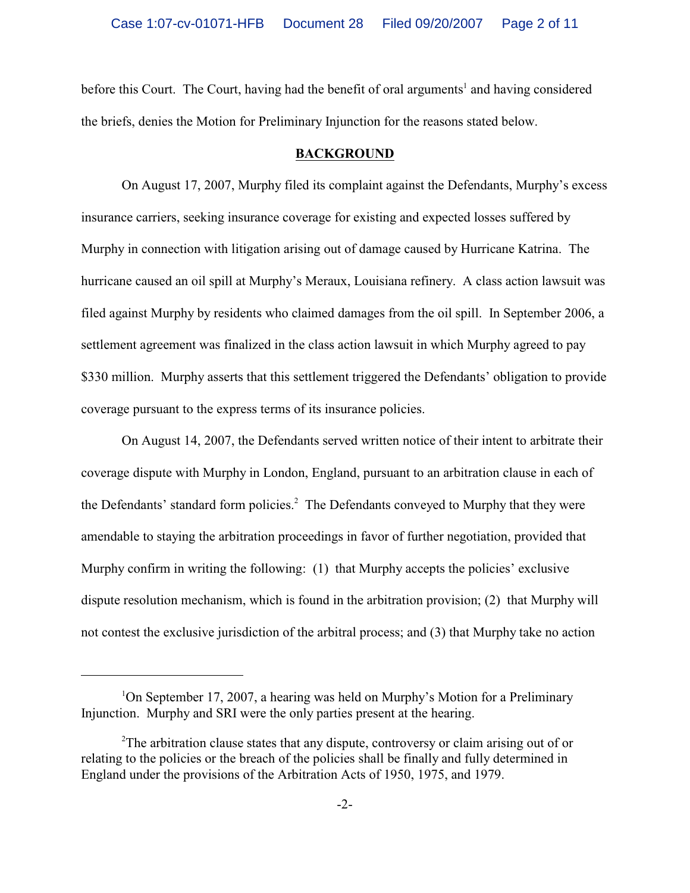before this Court. The Court, having had the benefit of oral arguments[1] and having considered the briefs, denies the Motion for Preliminary Injunction for the reasons stated below.

## BACKGROUND

On August 17, 2007, Murphy filed its complaint against the Defendants, Murphy's excess insurance carriers, seeking insurance coverage for existing and expected losses suffered by Murphy in connection with litigation arising out of damage caused by Hurricane Katrina. The hurricane caused an oil spill at Murphy's Meraux, Louisiana refinery. A class action lawsuit was filed against Murphy by residents who claimed damages from the oil spill. In September 2006, a settlement agreement was finalized in the class action lawsuit in which Murphy agreed to pay \$330 million. Murphy asserts that this settlement triggered the Defendants' obligation to provide coverage pursuant to the express terms of its insurance policies.

On August 14, 2007, the Defendants served written notice of their intent to arbitrate their coverage dispute with Murphy in London, England, pursuant to an arbitration clause in each of the Defendants' standard form policies.[2] The Defendants conveyed to Murphy that they were amendable to staying the arbitration proceedings in favor of further negotiation, provided that Murphy confirm in writing the following: (1) that Murphy accepts the policies' exclusive dispute resolution mechanism, which is found in the arbitration provision; (2) that Murphy will not contest the exclusive jurisdiction of the arbitral process; and (3) that Murphy take no action

---

[1] On September 17, 2007, a hearing was held on Murphy's Motion for a Preliminary Injunction. Murphy and SRI were the only parties present at the hearing.

[2] The arbitration clause states that any dispute, controversy or claim arising out of or relating to the policies or the breach of the policies shall be finally and fully determined in England under the provisions of the Arbitration Acts of 1950, 1975, and 1979.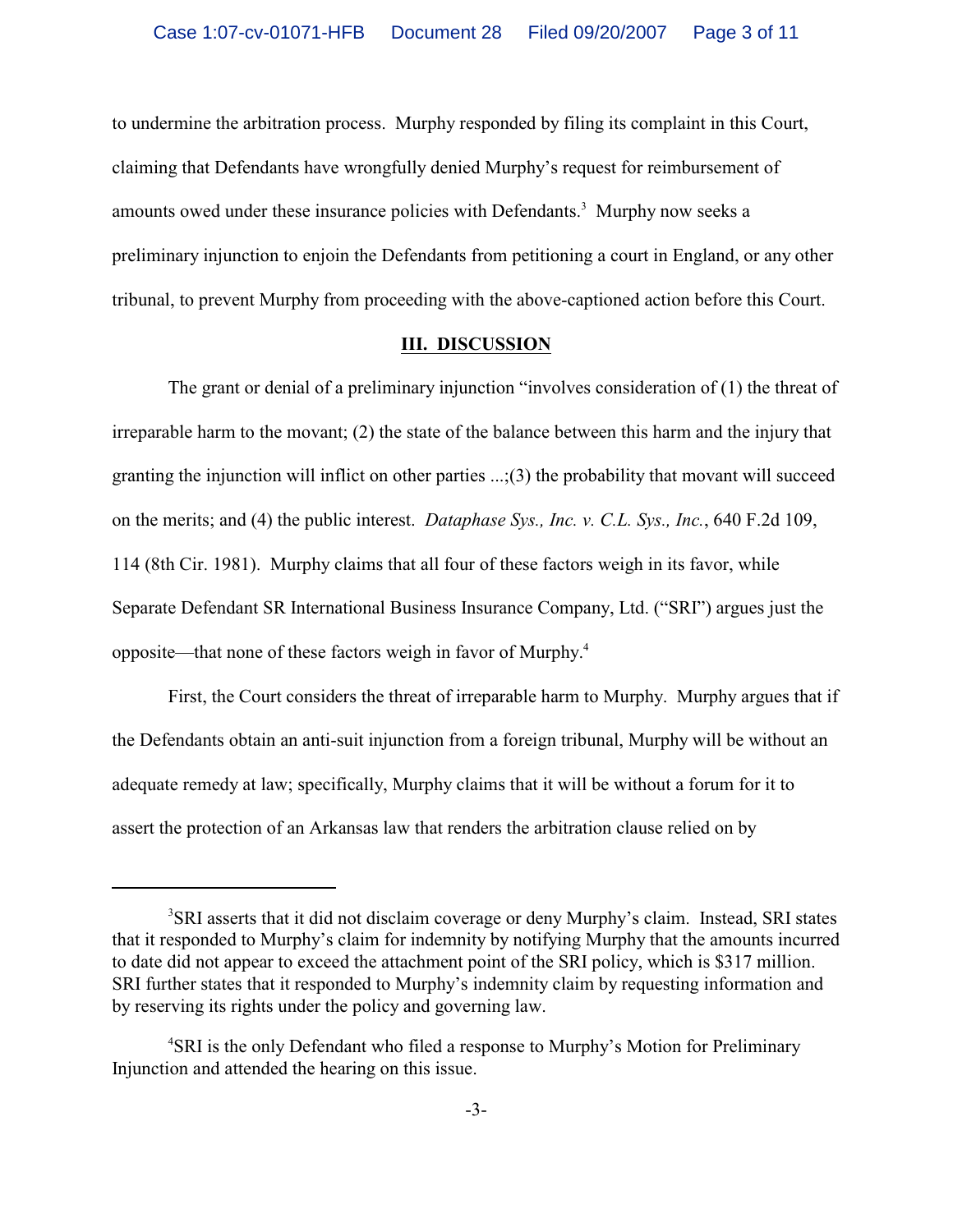to undermine the arbitration process. Murphy responded by filing its complaint in this Court, claiming that Defendants have wrongfully denied Murphy's request for reimbursement of amounts owed under these insurance policies with Defendants.[3] Murphy now seeks a preliminary injunction to enjoin the Defendants from petitioning a court in England, or any other tribunal, to prevent Murphy from proceeding with the above-captioned action before this Court.

## III. DISCUSSION

The grant or denial of a preliminary injunction "involves consideration of (1) the threat of irreparable harm to the movant; (2) the state of the balance between this harm and the injury that granting the injunction will inflict on other parties ...;(3) the probability that movant will succeed on the merits; and (4) the public interest. *Dataphase Sys., Inc. v. C.L. Sys., Inc.*, 640 F.2d 109, 114 (8th Cir. 1981). Murphy claims that all four of these factors weigh in its favor, while Separate Defendant SR International Business Insurance Company, Ltd. ("SRI") argues just the opposite—that none of these factors weigh in favor of Murphy.[4]

First, the Court considers the threat of irreparable harm to Murphy. Murphy argues that if the Defendants obtain an anti-suit injunction from a foreign tribunal, Murphy will be without an adequate remedy at law; specifically, Murphy claims that it will be without a forum for it to assert the protection of an Arkansas law that renders the arbitration clause relied on by

---

[3] SRI asserts that it did not disclaim coverage or deny Murphy's claim. Instead, SRI states that it responded to Murphy's claim for indemnity by notifying Murphy that the amounts incurred to date did not appear to exceed the attachment point of the SRI policy, which is $317 million. SRI further states that it responded to Murphy's indemnity claim by requesting information and by reserving its rights under the policy and governing law.

[4] SRI is the only Defendant who filed a response to Murphy's Motion for Preliminary Injunction and attended the hearing on this issue.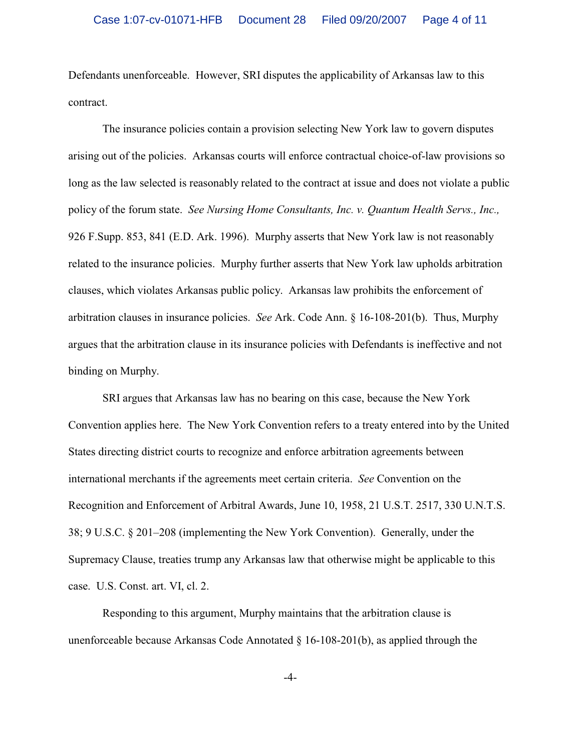Defendants unenforceable. However, SRI disputes the applicability of Arkansas law to this contract.

The insurance policies contain a provision selecting New York law to govern disputes arising out of the policies. Arkansas courts will enforce contractual choice-of-law provisions so long as the law selected is reasonably related to the contract at issue and does not violate a public policy of the forum state. *See Nursing Home Consultants, Inc. v. Quantum Health Servs., Inc.,* 926 F.Supp. 853, 841 (E.D. Ark. 1996). Murphy asserts that New York law is not reasonably related to the insurance policies. Murphy further asserts that New York law upholds arbitration clauses, which violates Arkansas public policy. Arkansas law prohibits the enforcement of arbitration clauses in insurance policies. *See* Ark. Code Ann. § 16-108-201(b). Thus, Murphy argues that the arbitration clause in its insurance policies with Defendants is ineffective and not binding on Murphy.

SRI argues that Arkansas law has no bearing on this case, because the New York Convention applies here. The New York Convention refers to a treaty entered into by the United States directing district courts to recognize and enforce arbitration agreements between international merchants if the agreements meet certain criteria. *See* Convention on the Recognition and Enforcement of Arbitral Awards, June 10, 1958, 21 U.S.T. 2517, 330 U.N.T.S. 38; 9 U.S.C. § 201–208 (implementing the New York Convention). Generally, under the Supremacy Clause, treaties trump any Arkansas law that otherwise might be applicable to this case. U.S. Const. art. VI, cl. 2.

Responding to this argument, Murphy maintains that the arbitration clause is unenforceable because Arkansas Code Annotated § 16-108-201(b), as applied through the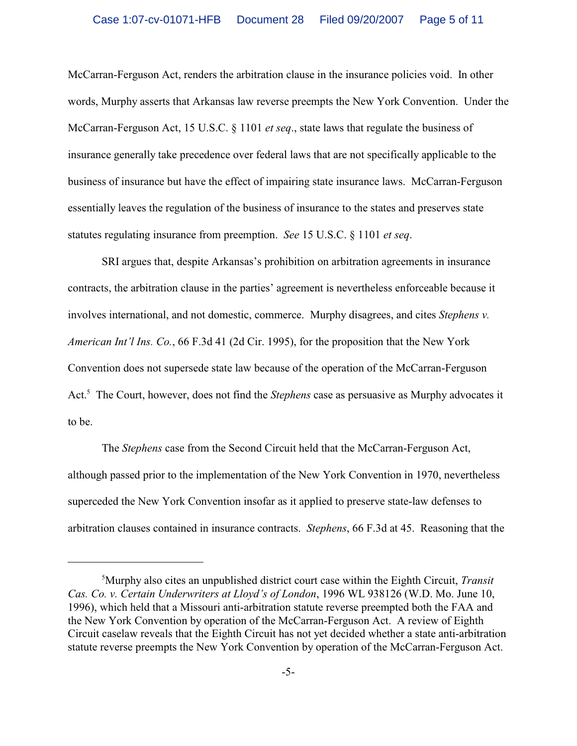McCarran-Ferguson Act, renders the arbitration clause in the insurance policies void. In other words, Murphy asserts that Arkansas law reverse preempts the New York Convention. Under the McCarran-Ferguson Act, 15 U.S.C. § 1101 *et seq*., state laws that regulate the business of insurance generally take precedence over federal laws that are not specifically applicable to the business of insurance but have the effect of impairing state insurance laws. McCarran-Ferguson essentially leaves the regulation of the business of insurance to the states and preserves state statutes regulating insurance from preemption. *See* 15 U.S.C. § 1101 *et seq*.

SRI argues that, despite Arkansas's prohibition on arbitration agreements in insurance contracts, the arbitration clause in the parties' agreement is nevertheless enforceable because it involves international, and not domestic, commerce. Murphy disagrees, and cites *Stephens v. American Int'l Ins. Co.*, 66 F.3d 41 (2d Cir. 1995), for the proposition that the New York Convention does not supersede state law because of the operation of the McCarran-Ferguson Act.[5] The Court, however, does not find the *Stephens* case as persuasive as Murphy advocates it to be.

The *Stephens* case from the Second Circuit held that the McCarran-Ferguson Act, although passed prior to the implementation of the New York Convention in 1970, nevertheless superceded the New York Convention insofar as it applied to preserve state-law defenses to arbitration clauses contained in insurance contracts. *Stephens*, 66 F.3d at 45. Reasoning that the

---

[5]Murphy also cites an unpublished district court case within the Eighth Circuit, *Transit Cas. Co. v. Certain Underwriters at Lloyd's of London*, 1996 WL 938126 (W.D. Mo. June 10, 1996), which held that a Missouri anti-arbitration statute reverse preempted both the FAA and the New York Convention by operation of the McCarran-Ferguson Act. A review of Eighth Circuit caselaw reveals that the Eighth Circuit has not yet decided whether a state anti-arbitration statute reverse preempts the New York Convention by operation of the McCarran-Ferguson Act.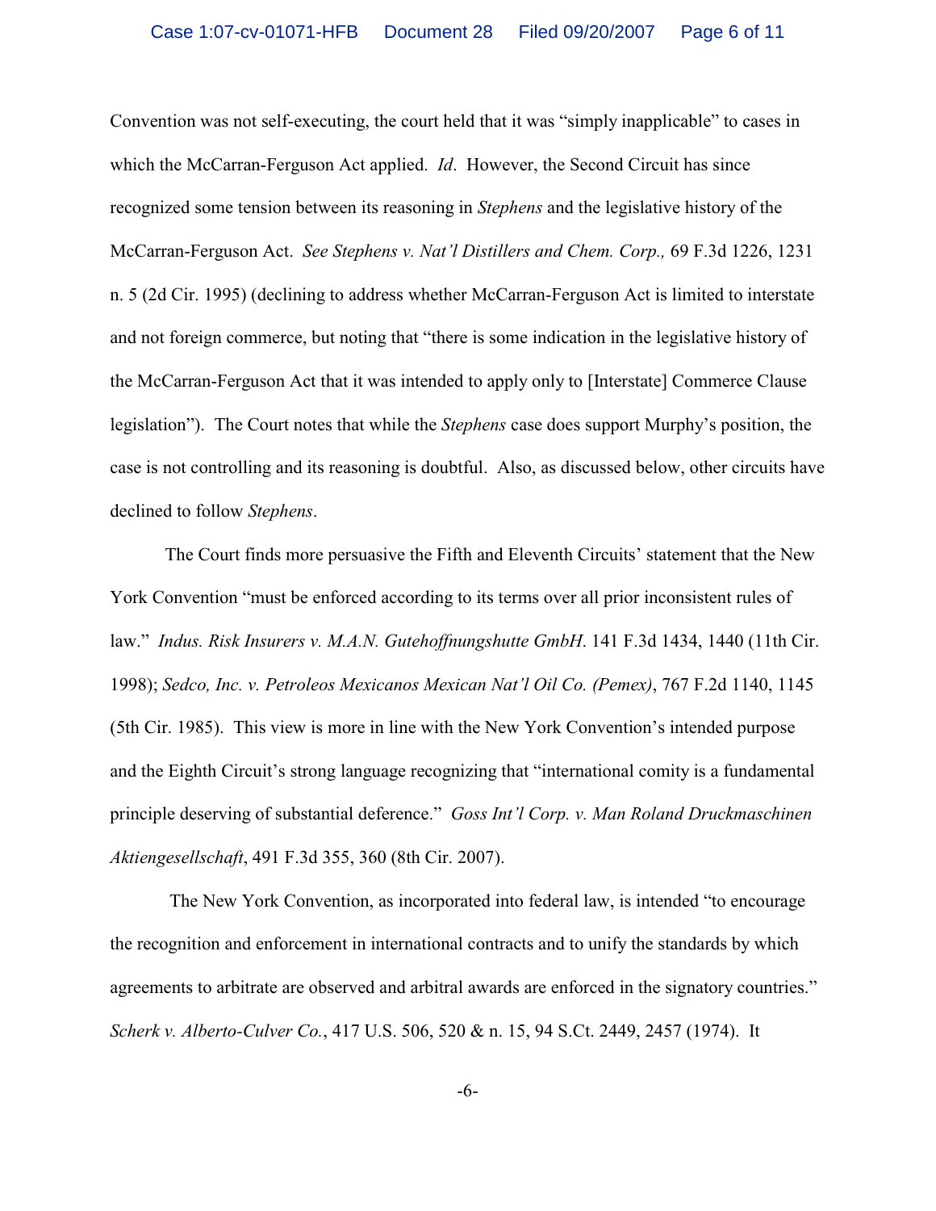Convention was not self-executing, the court held that it was "simply inapplicable" to cases in which the McCarran-Ferguson Act applied. *Id*. However, the Second Circuit has since recognized some tension between its reasoning in *Stephens* and the legislative history of the McCarran-Ferguson Act. *See Stephens v. Nat'l Distillers and Chem. Corp.,* 69 F.3d 1226, 1231 n. 5 (2d Cir. 1995) (declining to address whether McCarran-Ferguson Act is limited to interstate and not foreign commerce, but noting that "there is some indication in the legislative history of the McCarran-Ferguson Act that it was intended to apply only to [Interstate] Commerce Clause legislation"). The Court notes that while the *Stephens* case does support Murphy's position, the case is not controlling and its reasoning is doubtful. Also, as discussed below, other circuits have declined to follow *Stephens*.

The Court finds more persuasive the Fifth and Eleventh Circuits' statement that the New York Convention "must be enforced according to its terms over all prior inconsistent rules of law." *Indus. Risk Insurers v. M.A.N. Gutehoffnungshutte GmbH*. 141 F.3d 1434, 1440 (11th Cir. 1998); *Sedco, Inc. v. Petroleos Mexicanos Mexican Nat'l Oil Co. (Pemex)*, 767 F.2d 1140, 1145 (5th Cir. 1985). This view is more in line with the New York Convention's intended purpose and the Eighth Circuit's strong language recognizing that "international comity is a fundamental principle deserving of substantial deference." *Goss Int'l Corp. v. Man Roland Druckmaschinen Aktiengesellschaft*, 491 F.3d 355, 360 (8th Cir. 2007).

The New York Convention, as incorporated into federal law, is intended "to encourage the recognition and enforcement in international contracts and to unify the standards by which agreements to arbitrate are observed and arbitral awards are enforced in the signatory countries." *Scherk v. Alberto-Culver Co.*, 417 U.S. 506, 520 & n. 15, 94 S.Ct. 2449, 2457 (1974). It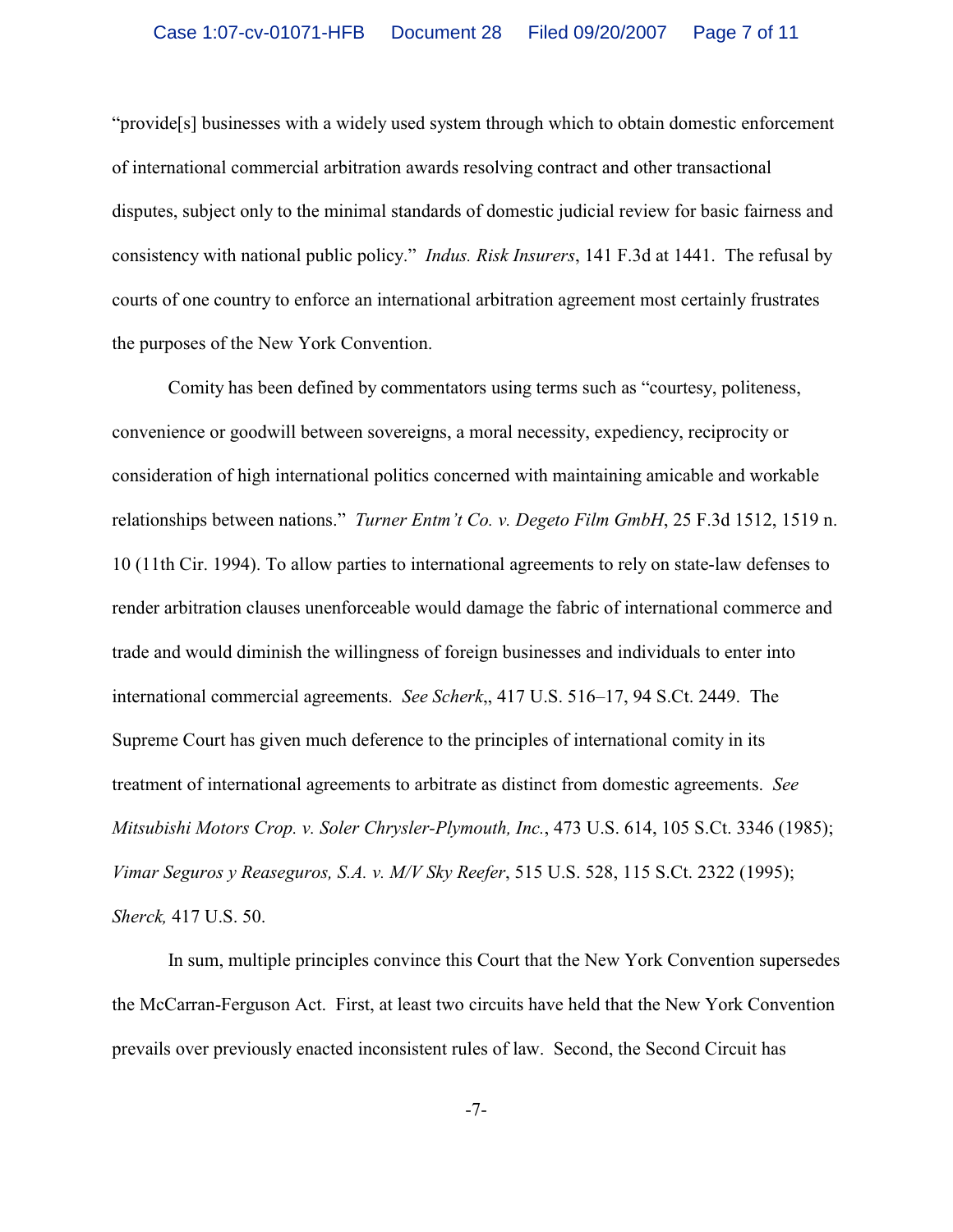"provide[s] businesses with a widely used system through which to obtain domestic enforcement of international commercial arbitration awards resolving contract and other transactional disputes, subject only to the minimal standards of domestic judicial review for basic fairness and consistency with national public policy." *Indus. Risk Insurers*, 141 F.3d at 1441. The refusal by courts of one country to enforce an international arbitration agreement most certainly frustrates the purposes of the New York Convention.

Comity has been defined by commentators using terms such as "courtesy, politeness, convenience or goodwill between sovereigns, a moral necessity, expediency, reciprocity or consideration of high international politics concerned with maintaining amicable and workable relationships between nations." *Turner Entm't Co. v. Degeto Film GmbH*, 25 F.3d 1512, 1519 n. 10 (11th Cir. 1994). To allow parties to international agreements to rely on state-law defenses to render arbitration clauses unenforceable would damage the fabric of international commerce and trade and would diminish the willingness of foreign businesses and individuals to enter into international commercial agreements. *See Scherk*,, 417 U.S. 516–17, 94 S.Ct. 2449. The Supreme Court has given much deference to the principles of international comity in its treatment of international agreements to arbitrate as distinct from domestic agreements. *See Mitsubishi Motors Crop. v. Soler Chrysler-Plymouth, Inc.*, 473 U.S. 614, 105 S.Ct. 3346 (1985); *Vimar Seguros y Reaseguros, S.A. v. M/V Sky Reefer*, 515 U.S. 528, 115 S.Ct. 2322 (1995); *Sherck,* 417 U.S. 50.

In sum, multiple principles convince this Court that the New York Convention supersedes the McCarran-Ferguson Act. First, at least two circuits have held that the New York Convention prevails over previously enacted inconsistent rules of law. Second, the Second Circuit has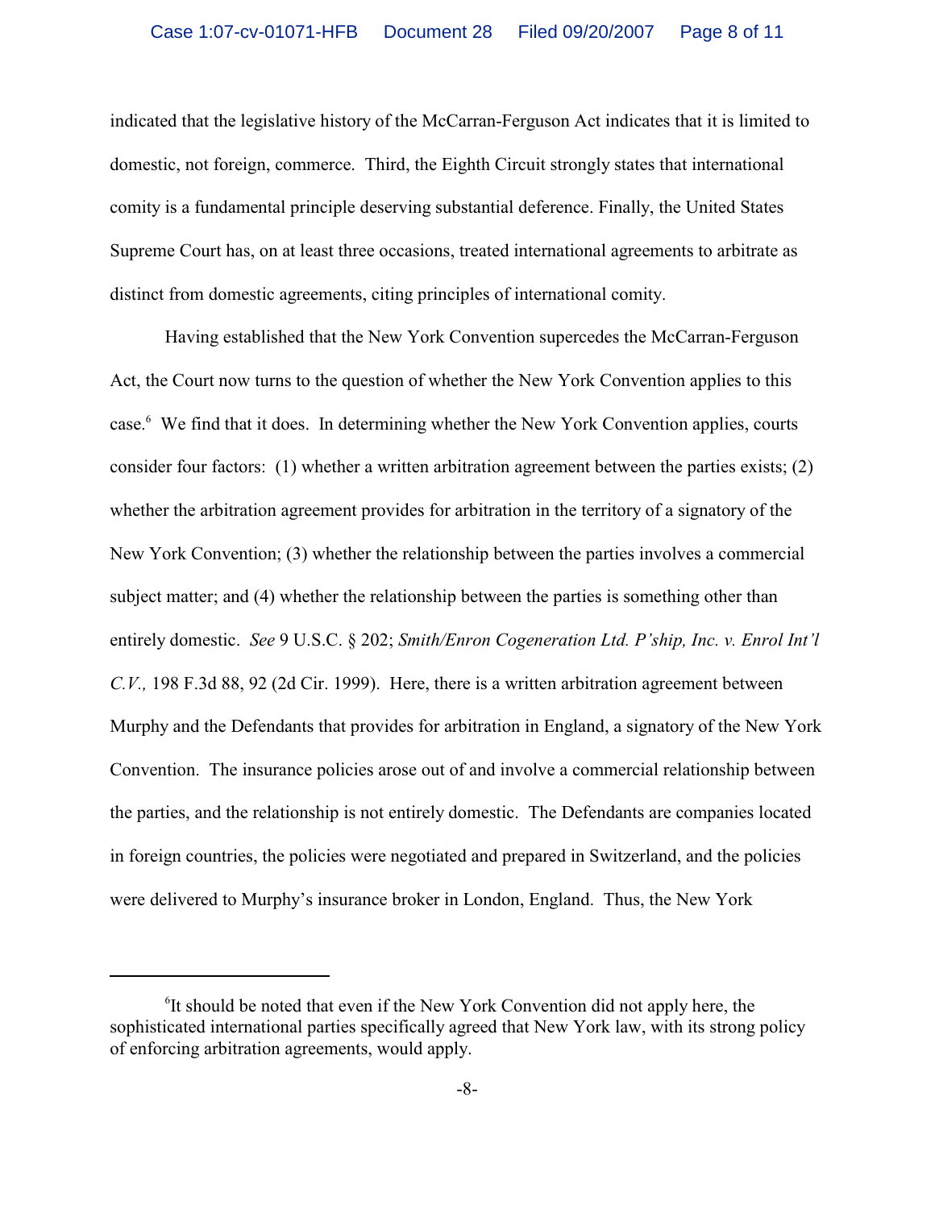indicated that the legislative history of the McCarran-Ferguson Act indicates that it is limited to domestic, not foreign, commerce. Third, the Eighth Circuit strongly states that international comity is a fundamental principle deserving substantial deference. Finally, the United States Supreme Court has, on at least three occasions, treated international agreements to arbitrate as distinct from domestic agreements, citing principles of international comity.

Having established that the New York Convention supercedes the McCarran-Ferguson Act, the Court now turns to the question of whether the New York Convention applies to this case.[6] We find that it does. In determining whether the New York Convention applies, courts consider four factors: (1) whether a written arbitration agreement between the parties exists; (2) whether the arbitration agreement provides for arbitration in the territory of a signatory of the New York Convention; (3) whether the relationship between the parties involves a commercial subject matter; and (4) whether the relationship between the parties is something other than entirely domestic. *See* 9 U.S.C. § 202; *Smith/Enron Cogeneration Ltd. P'ship, Inc. v. Enrol Int'l C.V.,* 198 F.3d 88, 92 (2d Cir. 1999). Here, there is a written arbitration agreement between Murphy and the Defendants that provides for arbitration in England, a signatory of the New York Convention. The insurance policies arose out of and involve a commercial relationship between the parties, and the relationship is not entirely domestic. The Defendants are companies located in foreign countries, the policies were negotiated and prepared in Switzerland, and the policies were delivered to Murphy's insurance broker in London, England. Thus, the New York

---

[6] It should be noted that even if the New York Convention did not apply here, the sophisticated international parties specifically agreed that New York law, with its strong policy of enforcing arbitration agreements, would apply.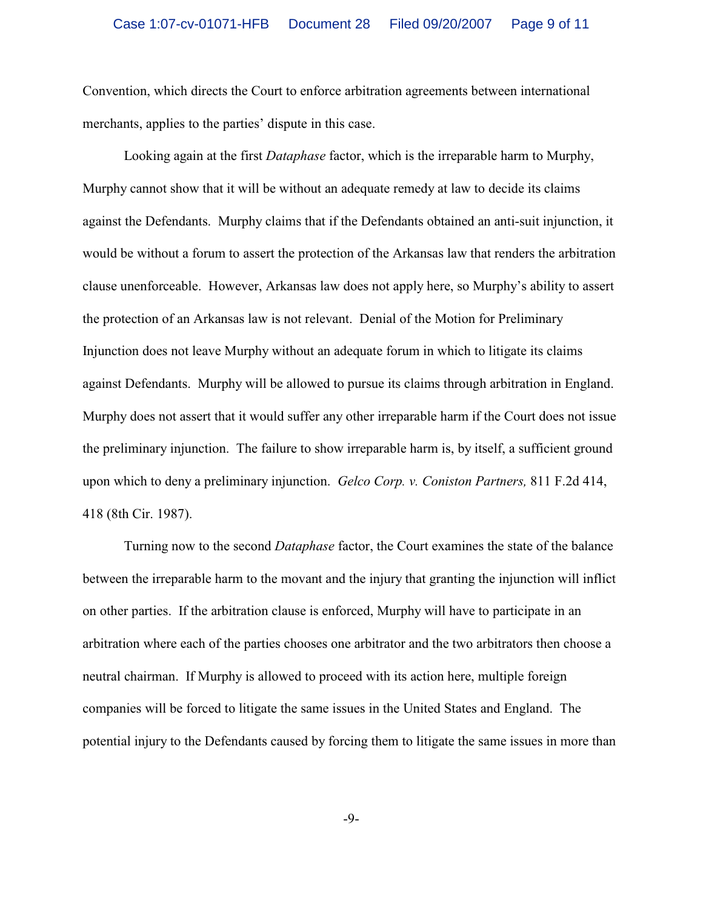Convention, which directs the Court to enforce arbitration agreements between international merchants, applies to the parties' dispute in this case.

Looking again at the first *Dataphase* factor, which is the irreparable harm to Murphy, Murphy cannot show that it will be without an adequate remedy at law to decide its claims against the Defendants. Murphy claims that if the Defendants obtained an anti-suit injunction, it would be without a forum to assert the protection of the Arkansas law that renders the arbitration clause unenforceable. However, Arkansas law does not apply here, so Murphy's ability to assert the protection of an Arkansas law is not relevant. Denial of the Motion for Preliminary Injunction does not leave Murphy without an adequate forum in which to litigate its claims against Defendants. Murphy will be allowed to pursue its claims through arbitration in England. Murphy does not assert that it would suffer any other irreparable harm if the Court does not issue the preliminary injunction. The failure to show irreparable harm is, by itself, a sufficient ground upon which to deny a preliminary injunction. *Gelco Corp. v. Coniston Partners,* 811 F.2d 414, 418 (8th Cir. 1987).

Turning now to the second *Dataphase* factor, the Court examines the state of the balance between the irreparable harm to the movant and the injury that granting the injunction will inflict on other parties. If the arbitration clause is enforced, Murphy will have to participate in an arbitration where each of the parties chooses one arbitrator and the two arbitrators then choose a neutral chairman. If Murphy is allowed to proceed with its action here, multiple foreign companies will be forced to litigate the same issues in the United States and England. The potential injury to the Defendants caused by forcing them to litigate the same issues in more than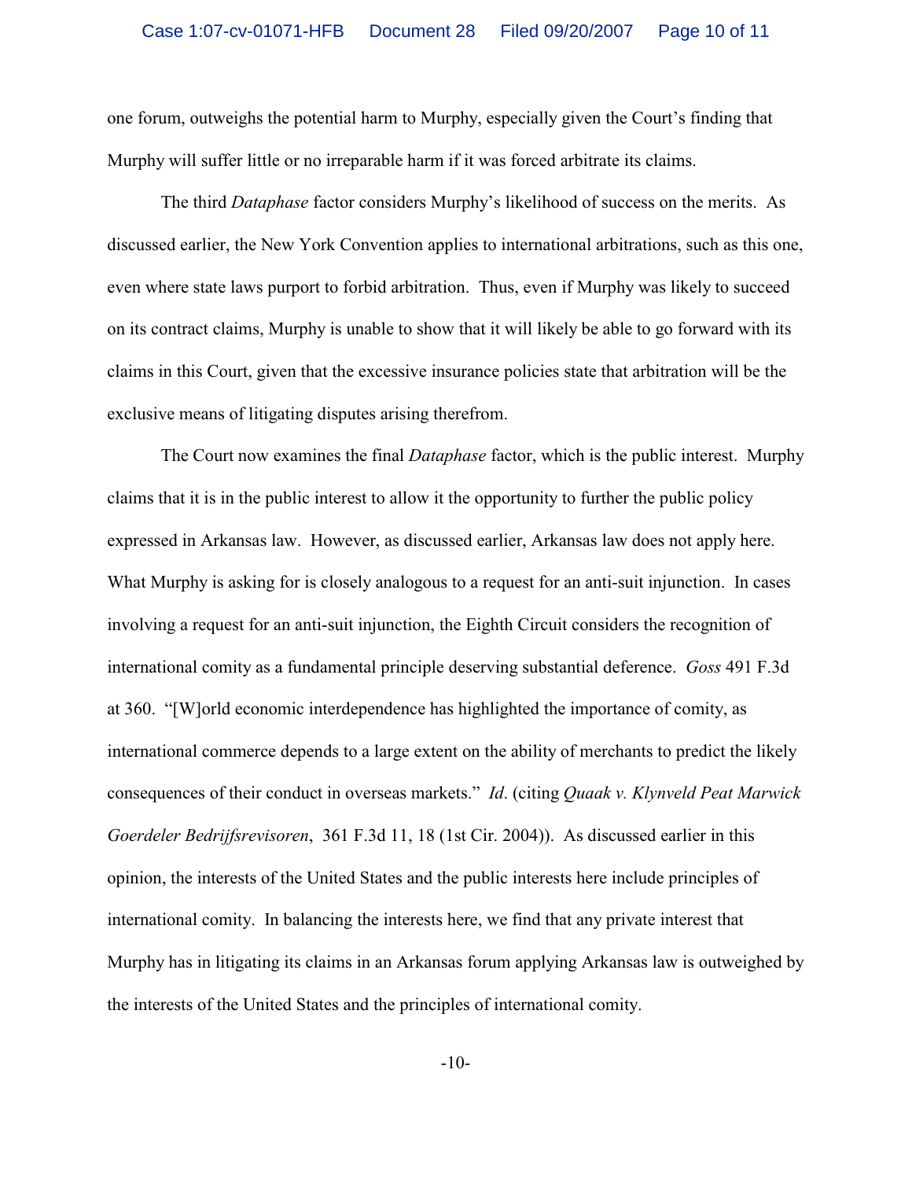one forum, outweighs the potential harm to Murphy, especially given the Court's finding that Murphy will suffer little or no irreparable harm if it was forced arbitrate its claims.

The third *Dataphase* factor considers Murphy's likelihood of success on the merits. As discussed earlier, the New York Convention applies to international arbitrations, such as this one, even where state laws purport to forbid arbitration. Thus, even if Murphy was likely to succeed on its contract claims, Murphy is unable to show that it will likely be able to go forward with its claims in this Court, given that the excessive insurance policies state that arbitration will be the exclusive means of litigating disputes arising therefrom.

The Court now examines the final *Dataphase* factor, which is the public interest. Murphy claims that it is in the public interest to allow it the opportunity to further the public policy expressed in Arkansas law. However, as discussed earlier, Arkansas law does not apply here. What Murphy is asking for is closely analogous to a request for an anti-suit injunction. In cases involving a request for an anti-suit injunction, the Eighth Circuit considers the recognition of international comity as a fundamental principle deserving substantial deference. *Goss* 491 F.3d at 360. "[W]orld economic interdependence has highlighted the importance of comity, as international commerce depends to a large extent on the ability of merchants to predict the likely consequences of their conduct in overseas markets." *Id*. (citing *Quaak v. Klynveld Peat Marwick Goerdeler Bedrijfsrevisoren*, 361 F.3d 11, 18 (1st Cir. 2004)). As discussed earlier in this opinion, the interests of the United States and the public interests here include principles of international comity. In balancing the interests here, we find that any private interest that Murphy has in litigating its claims in an Arkansas forum applying Arkansas law is outweighed by the interests of the United States and the principles of international comity.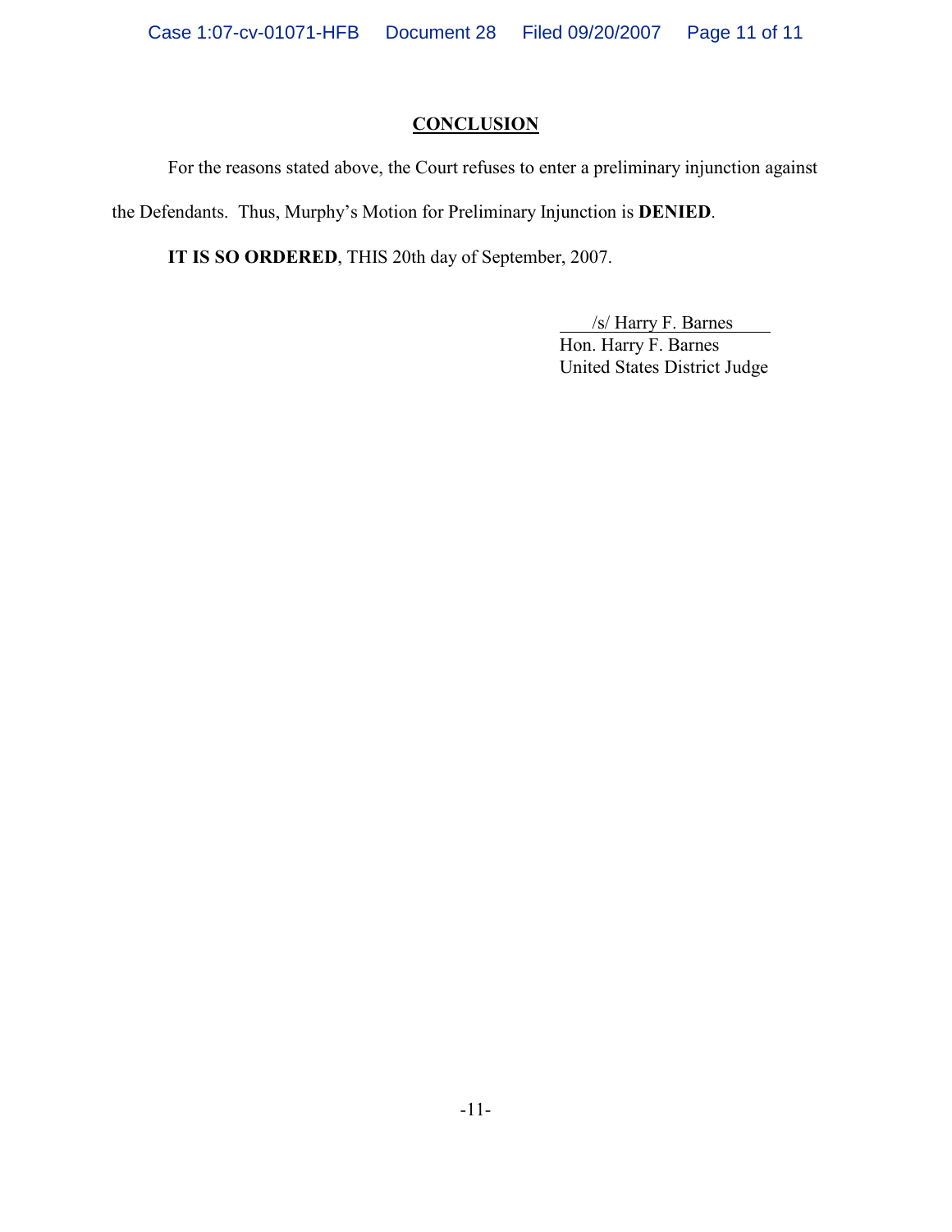## CONCLUSION

For the reasons stated above, the Court refuses to enter a preliminary injunction against the Defendants. Thus, Murphy's Motion for Preliminary Injunction is **DENIED**.

**IT IS SO ORDERED**, THIS 20th day of September, 2007.

/s/ Harry F. Barnes  
Hon. Harry F. Barnes  
United States District Judge